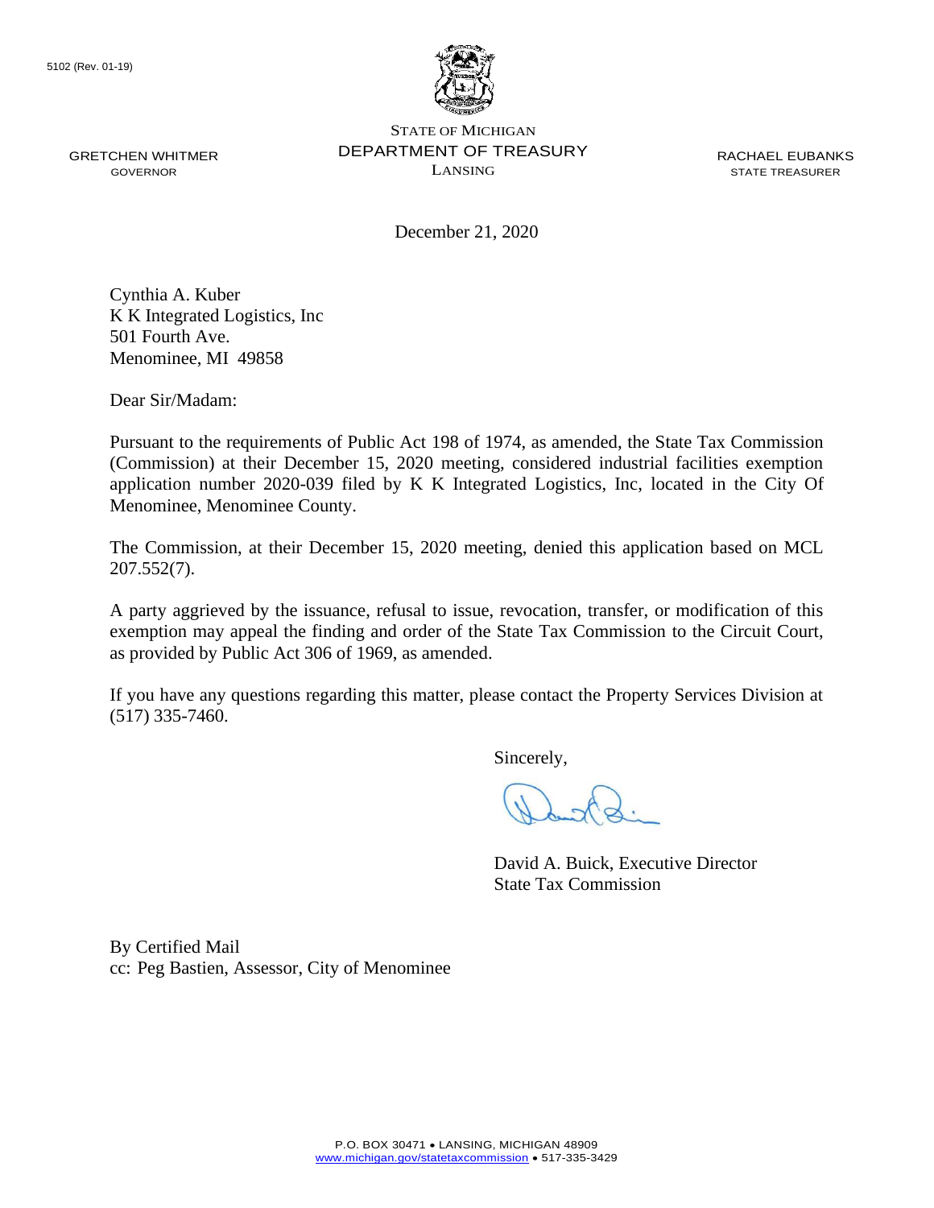5102 (Rev. 01-19)

GRETCHEN WHITMER
GOVERNOR

STATE OF MICHIGAN
DEPARTMENT OF TREASURY
LANSING

RACHAEL EUBANKS
STATE TREASURER

December 21, 2020

Cynthia A. Kuber
K K Integrated Logistics, Inc
501 Fourth Ave.
Menominee, MI 49858

Dear Sir/Madam:

Pursuant to the requirements of Public Act 198 of 1974, as amended, the State Tax Commission (Commission) at their December 15, 2020 meeting, considered industrial facilities exemption application number 2020-039 filed by K K Integrated Logistics, Inc, located in the City Of Menominee, Menominee County.

The Commission, at their December 15, 2020 meeting, denied this application based on MCL 207.552(7).

A party aggrieved by the issuance, refusal to issue, revocation, transfer, or modification of this exemption may appeal the finding and order of the State Tax Commission to the Circuit Court, as provided by Public Act 306 of 1969, as amended.

If you have any questions regarding this matter, please contact the Property Services Division at (517) 335-7460.

Sincerely,

David A. Buick, Executive Director
State Tax Commission

By Certified Mail
cc: Peg Bastien, Assessor, City of Menominee

P.O. BOX 30471 • LANSING, MICHIGAN 48909
www.michigan.gov/statetaxcommission • 517-335-3429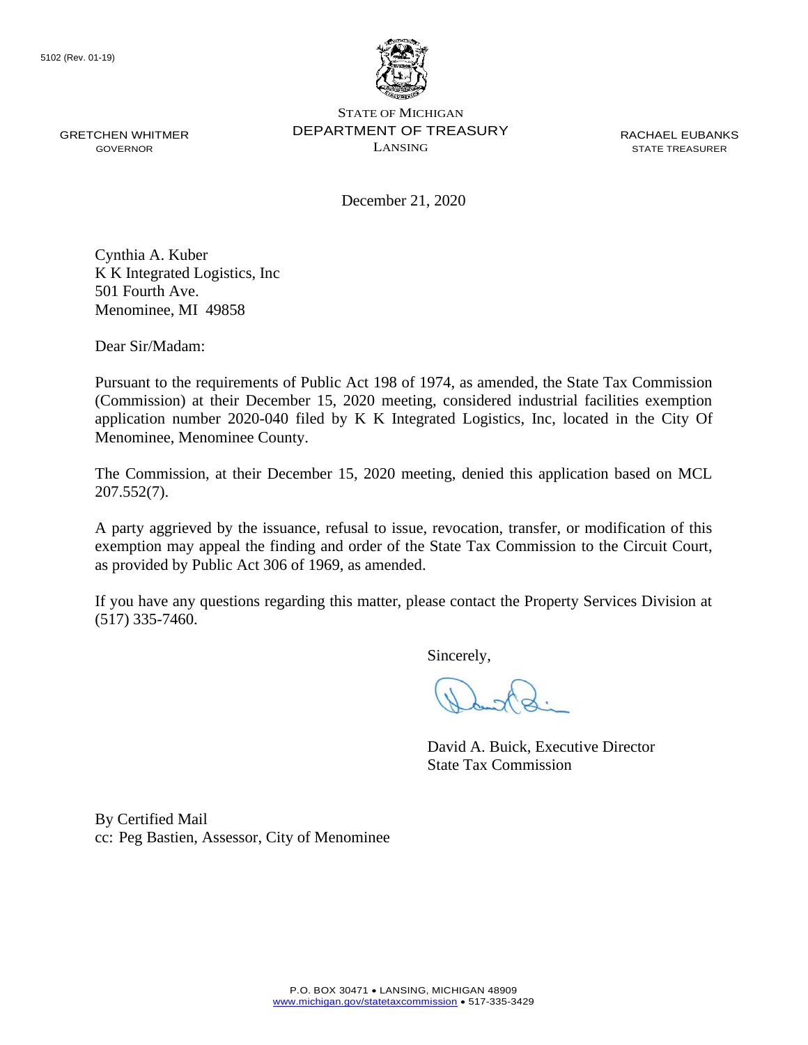5102 (Rev. 01-19)

GRETCHEN WHITMER
GOVERNOR

STATE OF MICHIGAN
DEPARTMENT OF TREASURY
LANSING

RACHAEL EUBANKS
STATE TREASURER

December 21, 2020

Cynthia A. Kuber
K K Integrated Logistics, Inc
501 Fourth Ave.
Menominee, MI 49858

Dear Sir/Madam:

Pursuant to the requirements of Public Act 198 of 1974, as amended, the State Tax Commission (Commission) at their December 15, 2020 meeting, considered industrial facilities exemption application number 2020-040 filed by K K Integrated Logistics, Inc, located in the City Of Menominee, Menominee County.

The Commission, at their December 15, 2020 meeting, denied this application based on MCL 207.552(7).

A party aggrieved by the issuance, refusal to issue, revocation, transfer, or modification of this exemption may appeal the finding and order of the State Tax Commission to the Circuit Court, as provided by Public Act 306 of 1969, as amended.

If you have any questions regarding this matter, please contact the Property Services Division at (517) 335-7460.

Sincerely,

David A. Buick, Executive Director
State Tax Commission

By Certified Mail
cc: Peg Bastien, Assessor, City of Menominee

P.O. BOX 30471 • LANSING, MICHIGAN 48909
www.michigan.gov/statetaxcommission • 517-335-3429